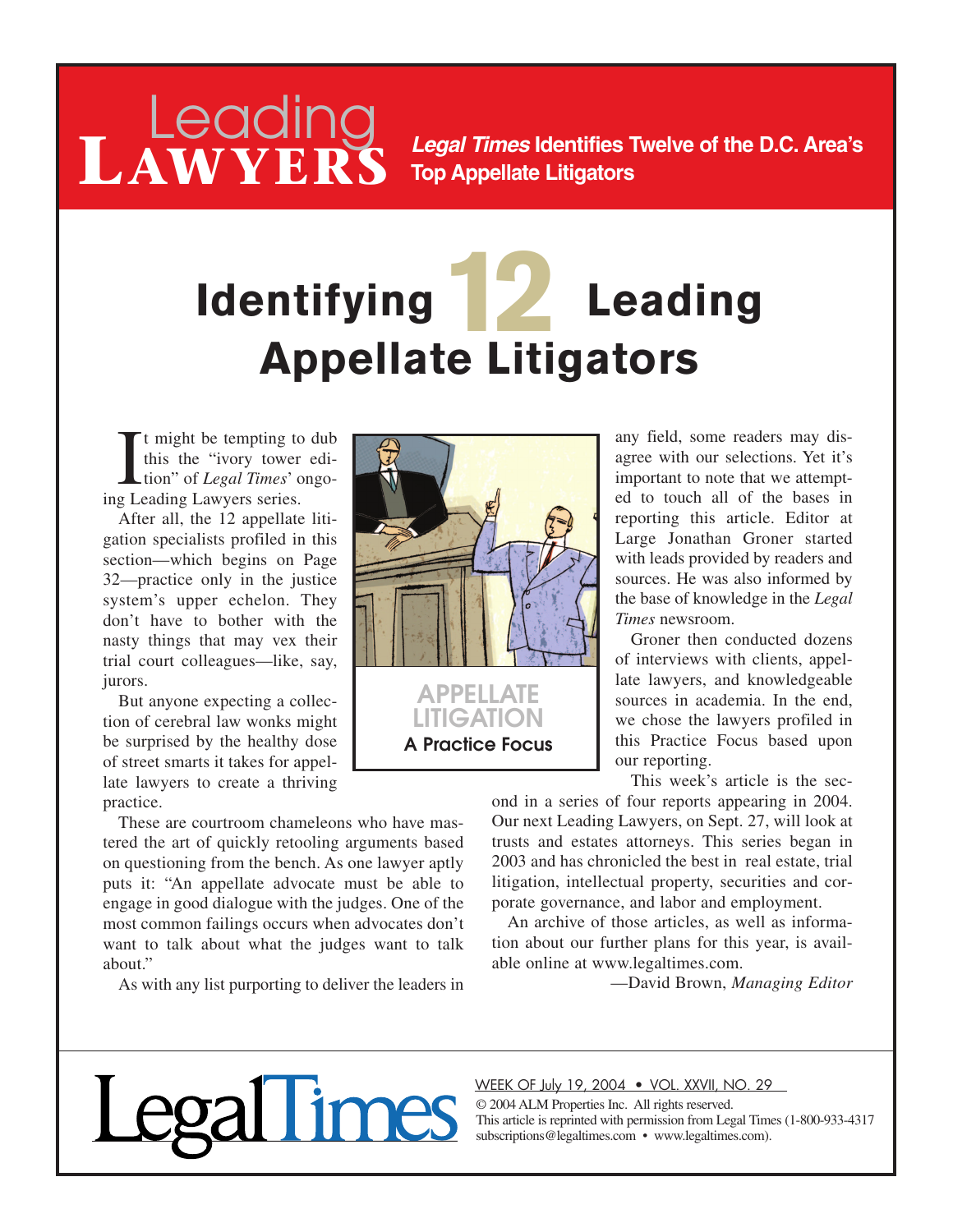# Leading LAWYERS

***Legal Times*** **Identifies Twelve of the D.C. Area's Top Appellate Litigators**

# Identifying 12 Leading Appellate Litigators

It might be tempting to dub this the "ivory tower edition" of *Legal Times*' ongoing Leading Lawyers series.

After all, the 12 appellate litigation specialists profiled in this section—which begins on Page 32—practice only in the justice system's upper echelon. They don't have to bother with the nasty things that may vex their trial court colleagues—like, say, jurors.

But anyone expecting a collection of cerebral law wonks might be surprised by the healthy dose of street smarts it takes for appellate lawyers to create a thriving practice.

These are courtroom chameleons who have mastered the art of quickly retooling arguments based on questioning from the bench. As one lawyer aptly puts it: "An appellate advocate must be able to engage in good dialogue with the judges. One of the most common failings occurs when advocates don't want to talk about what the judges want to talk about."

As with any list purporting to deliver the leaders in any field, some readers may disagree with our selections. Yet it's important to note that we attempted to touch all of the bases in reporting this article. Editor at Large Jonathan Groner started with leads provided by readers and sources. He was also informed by the base of knowledge in the *Legal Times* newsroom.

Groner then conducted dozens of interviews with clients, appellate lawyers, and knowledgeable sources in academia. In the end, we chose the lawyers profiled in this Practice Focus based upon our reporting.

This week's article is the second in a series of four reports appearing in 2004. Our next Leading Lawyers, on Sept. 27, will look at trusts and estates attorneys. This series began in 2003 and has chronicled the best in real estate, trial litigation, intellectual property, securities and corporate governance, and labor and employment.

An archive of those articles, as well as information about our further plans for this year, is available online at www.legaltimes.com.

—David Brown, *Managing Editor*

**APPELLATE LITIGATION**
**A Practice Focus**

LegalTimes

WEEK OF July 19, 2004 • VOL. XXVII, NO. 29

© 2004 ALM Properties Inc. All rights reserved.
This article is reprinted with permission from Legal Times (1-800-933-4317 subscriptions@legaltimes.com • www.legaltimes.com).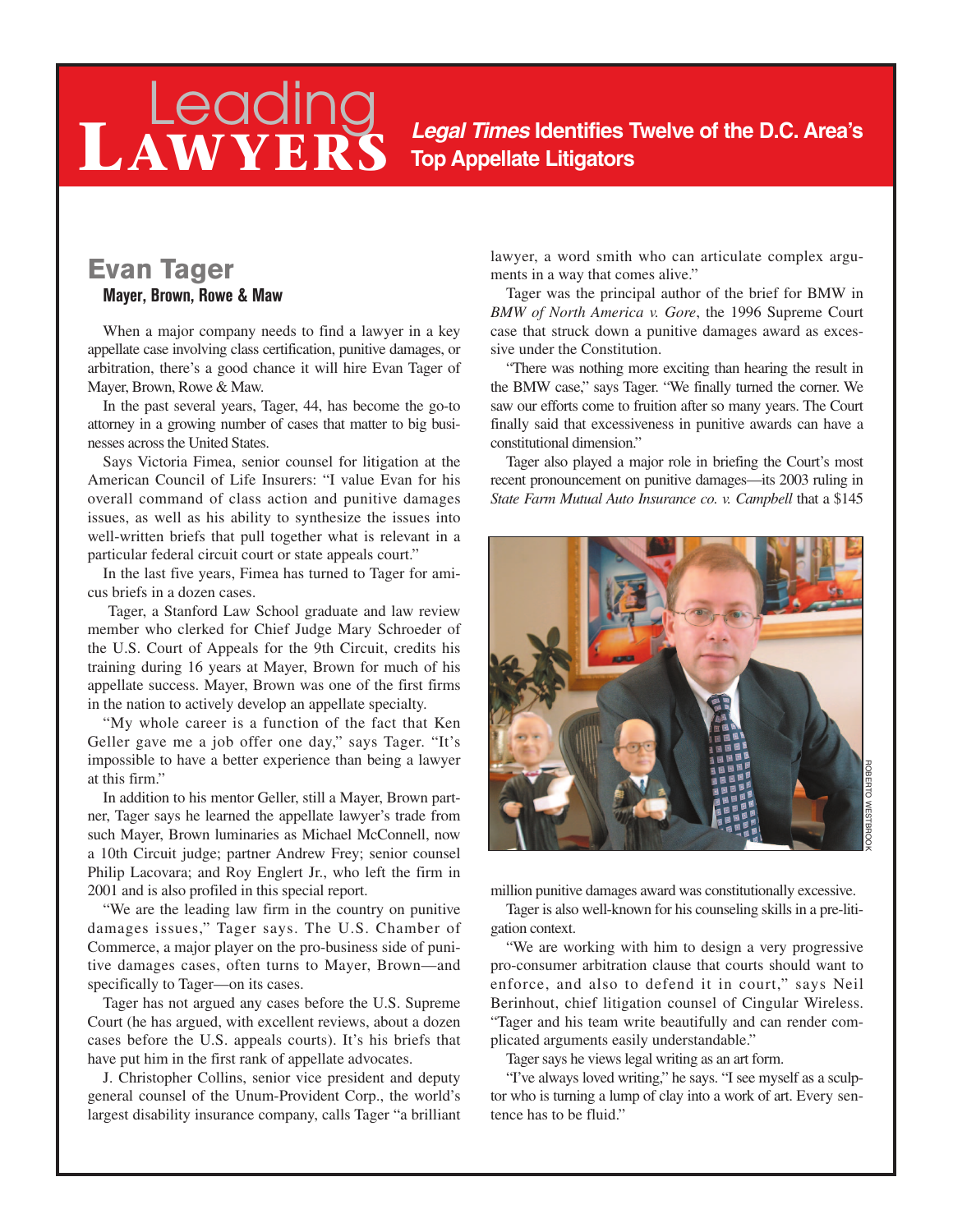# Leading LAWYERS

***Legal Times*** **Identifies Twelve of the D.C. Area's Top Appellate Litigators**

## Evan Tager

**Mayer, Brown, Rowe & Maw**

When a major company needs to find a lawyer in a key appellate case involving class certification, punitive damages, or arbitration, there's a good chance it will hire Evan Tager of Mayer, Brown, Rowe & Maw.

In the past several years, Tager, 44, has become the go-to attorney in a growing number of cases that matter to big businesses across the United States.

Says Victoria Fimea, senior counsel for litigation at the American Council of Life Insurers: "I value Evan for his overall command of class action and punitive damages issues, as well as his ability to synthesize the issues into well-written briefs that pull together what is relevant in a particular federal circuit court or state appeals court."

In the last five years, Fimea has turned to Tager for amicus briefs in a dozen cases.

Tager, a Stanford Law School graduate and law review member who clerked for Chief Judge Mary Schroeder of the U.S. Court of Appeals for the 9th Circuit, credits his training during 16 years at Mayer, Brown for much of his appellate success. Mayer, Brown was one of the first firms in the nation to actively develop an appellate specialty.

"My whole career is a function of the fact that Ken Geller gave me a job offer one day," says Tager. "It's impossible to have a better experience than being a lawyer at this firm."

In addition to his mentor Geller, still a Mayer, Brown partner, Tager says he learned the appellate lawyer's trade from such Mayer, Brown luminaries as Michael McConnell, now a 10th Circuit judge; partner Andrew Frey; senior counsel Philip Lacovara; and Roy Englert Jr., who left the firm in 2001 and is also profiled in this special report.

"We are the leading law firm in the country on punitive damages issues," Tager says. The U.S. Chamber of Commerce, a major player on the pro-business side of punitive damages cases, often turns to Mayer, Brown—and specifically to Tager—on its cases.

Tager has not argued any cases before the U.S. Supreme Court (he has argued, with excellent reviews, about a dozen cases before the U.S. appeals courts). It's his briefs that have put him in the first rank of appellate advocates.

J. Christopher Collins, senior vice president and deputy general counsel of the Unum-Provident Corp., the world's largest disability insurance company, calls Tager "a brilliant lawyer, a word smith who can articulate complex arguments in a way that comes alive."

Tager was the principal author of the brief for BMW in *BMW of North America v. Gore*, the 1996 Supreme Court case that struck down a punitive damages award as excessive under the Constitution.

"There was nothing more exciting than hearing the result in the BMW case," says Tager. "We finally turned the corner. We saw our efforts come to fruition after so many years. The Court finally said that excessiveness in punitive awards can have a constitutional dimension."

Tager also played a major role in briefing the Court's most recent pronouncement on punitive damages—its 2003 ruling in *State Farm Mutual Auto Insurance co. v. Campbell* that a $145 million punitive damages award was constitutionally excessive.

ROBERTO WESTBROOK

Tager is also well-known for his counseling skills in a pre-litigation context.

"We are working with him to design a very progressive pro-consumer arbitration clause that courts should want to enforce, and also to defend it in court," says Neil Berinhout, chief litigation counsel of Cingular Wireless. "Tager and his team write beautifully and can render complicated arguments easily understandable."

Tager says he views legal writing as an art form.

"I've always loved writing," he says. "I see myself as a sculptor who is turning a lump of clay into a work of art. Every sentence has to be fluid."